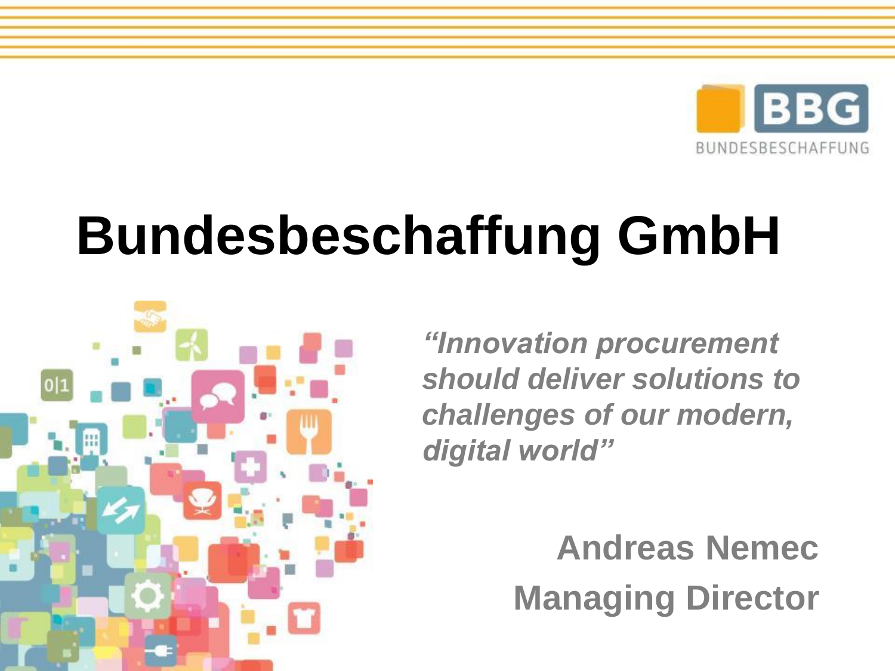BBG
BUNDESBESCHAFFUNG

# Bundesbeschaffung GmbH

*"Innovation procurement should deliver solutions to challenges of our modern, digital world"*

**Andreas Nemec**
**Managing Director**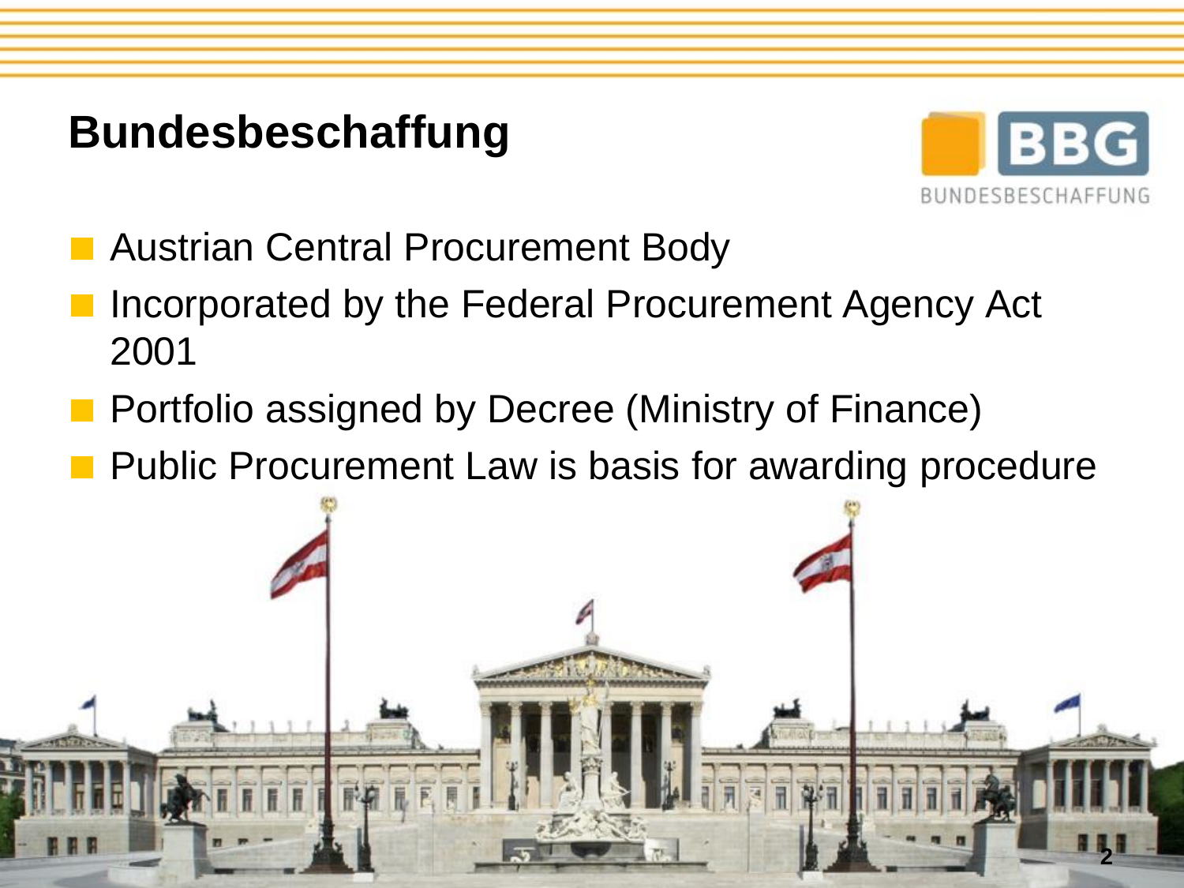# Bundesbeschaffung

- Austrian Central Procurement Body
- Incorporated by the Federal Procurement Agency Act 2001
- Portfolio assigned by Decree (Ministry of Finance)
- Public Procurement Law is basis for awarding procedure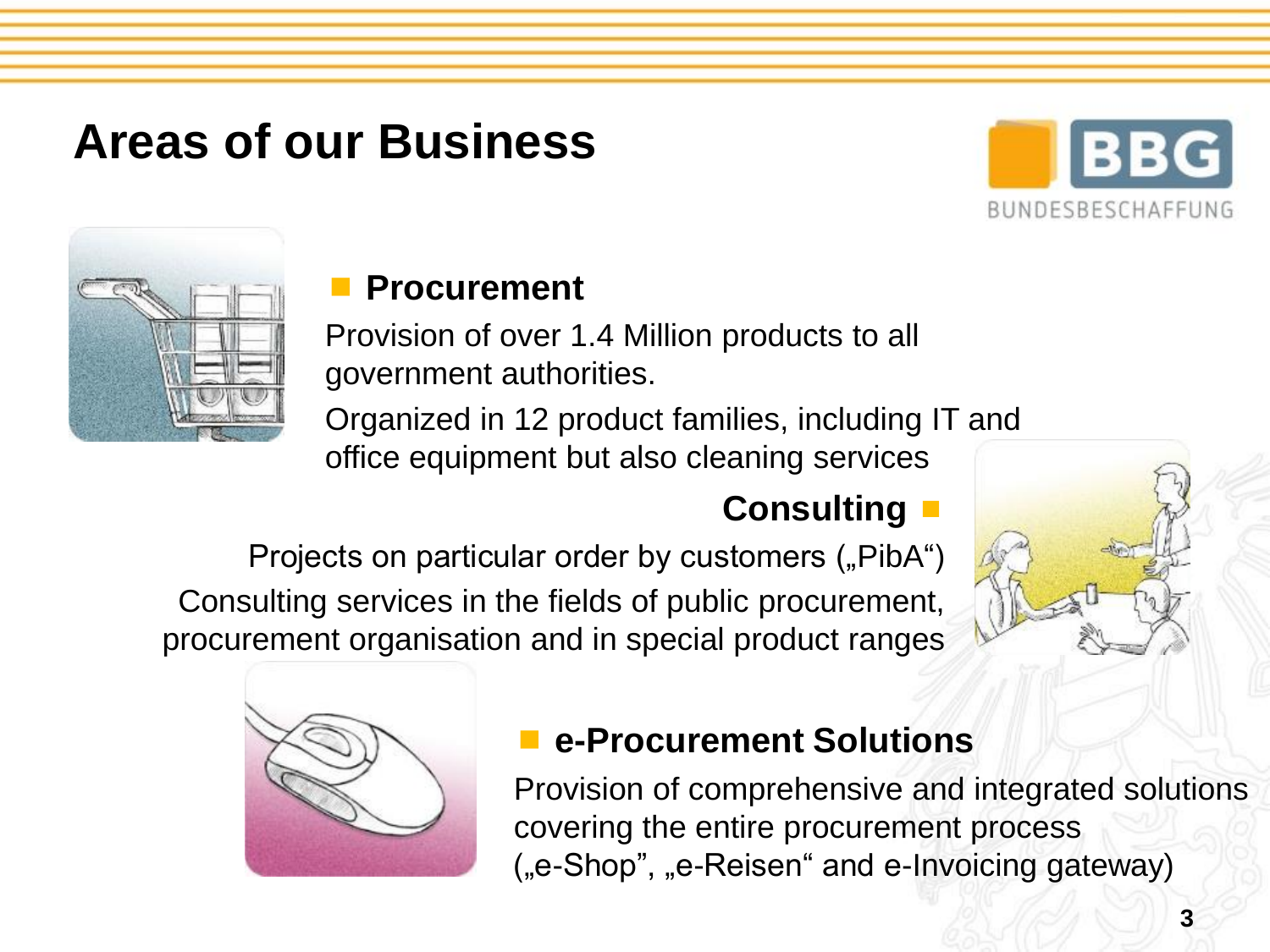# Areas of our Business

BBG BUNDESBESCHAFFUNG

## Procurement

Provision of over 1.4 Million products to all government authorities.

Organized in 12 product families, including IT and office equipment but also cleaning services

## Consulting

Projects on particular order by customers („PibA“)

Consulting services in the fields of public procurement, procurement organisation and in special product ranges

## e-Procurement Solutions

Provision of comprehensive and integrated solutions covering the entire procurement process („e-Shop”, „e-Reisen“ and e-Invoicing gateway)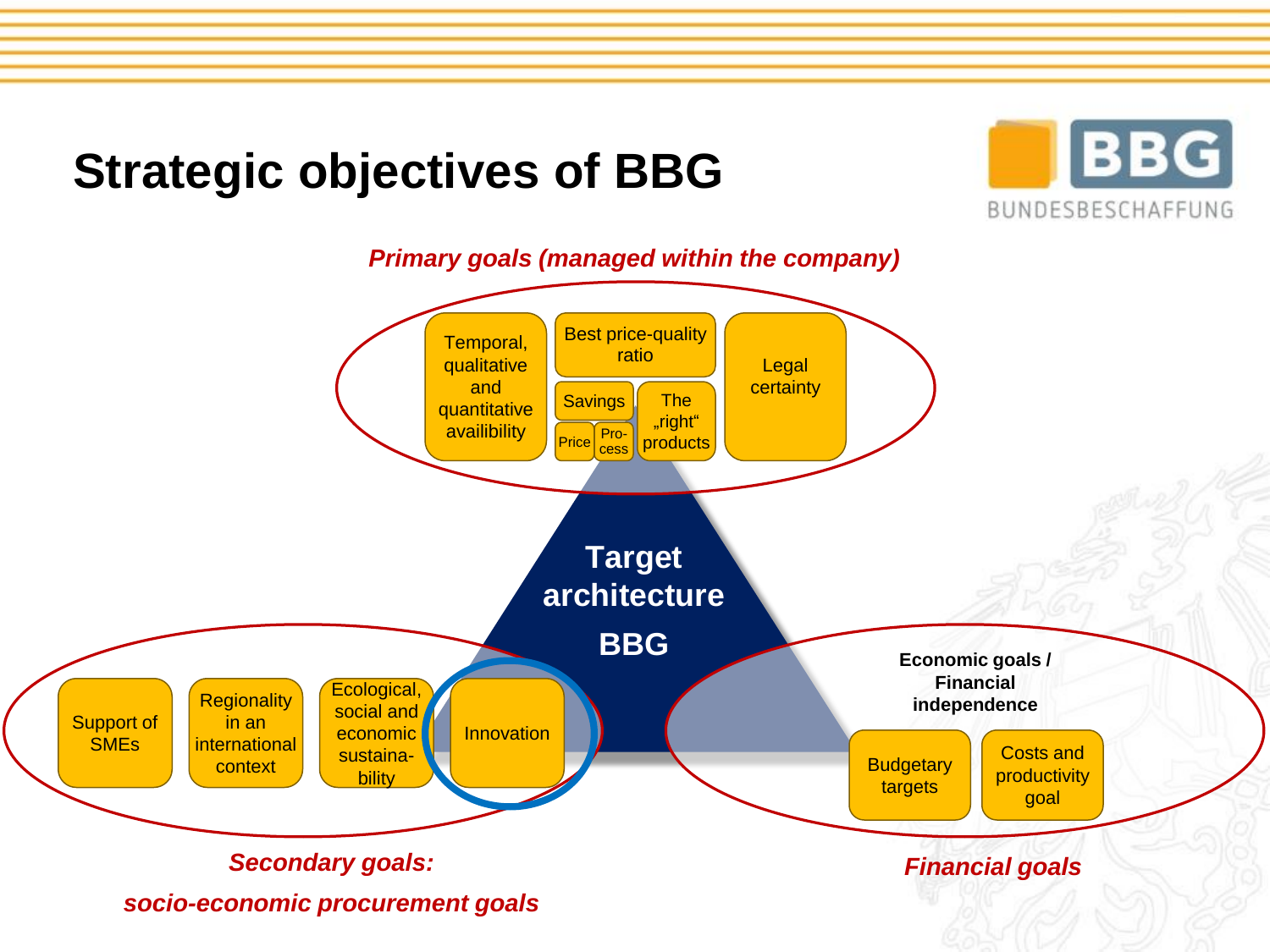# Strategic objectives of BBG

BBG BUNDESBESCHAFFUNG

*Primary goals (managed within the company)*

- Temporal, qualitative and quantitative availibility
- Best price-quality ratio
  - Savings
    - Price
    - Pro-cess
  - The „right“ products
- Legal certainty

**Target architecture BBG**

*Secondary goals: socio-economic procurement goals*

- Support of SMEs
- Regionality in an international context
- Ecological, social and economic sustaina-bility
- Innovation

*Financial goals*

**Economic goals / Financial independence**

- Budgetary targets
- Costs and productivity goal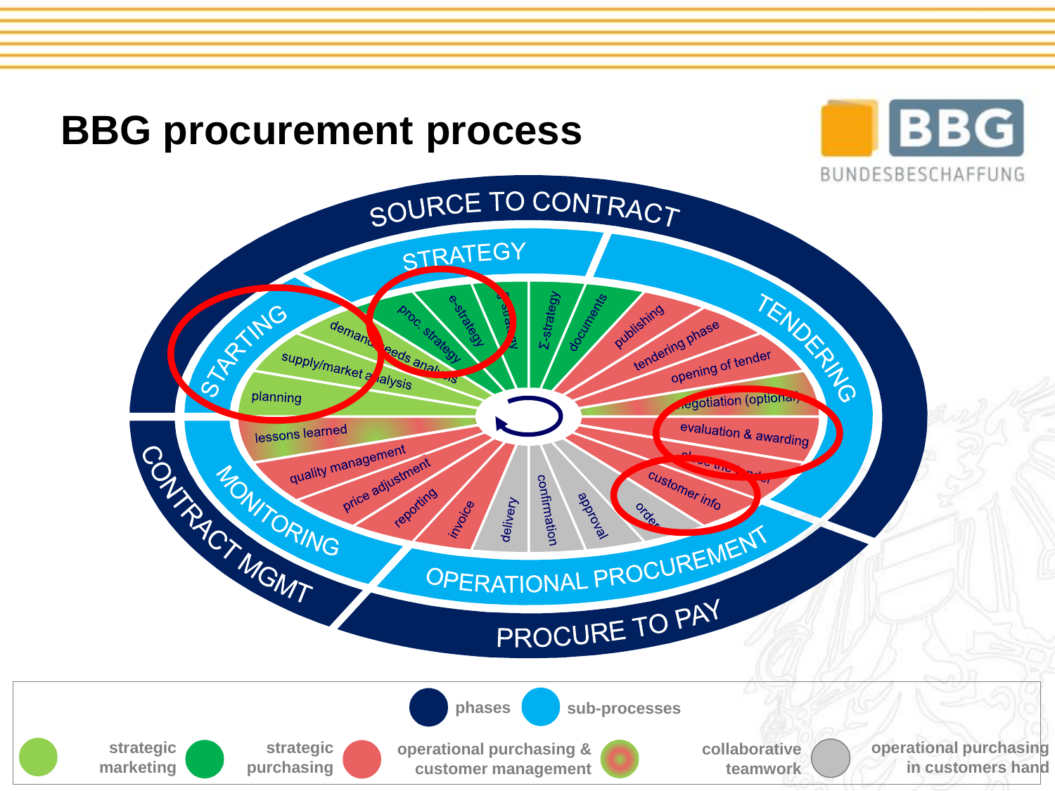# BBG procurement process

BBG
BUNDESBESCHAFFUNG

SOURCE TO CONTRACT

STRATEGY

TENDERING

STARTING

MONITORING

CONTRACT MGMT

OPERATIONAL PROCUREMENT

PROCURE TO PAY

- demand/needs analysis
- supply/market analysis
- planning
- proc. strategy
- e-strategy
- strategy
- Σ-strategy
- documents
- publishing
- tendering phase
- opening of tender
- negotiation (optional)
- evaluation & awarding
- close the tender
- customer info
- order
- approval
- confirmation
- delivery
- invoice
- reporting
- price adjustment
- quality management
- lessons learned

phases | sub-processes

strategic marketing | strategic purchasing | operational purchasing & customer management | collaborative teamwork | operational purchasing in customers hand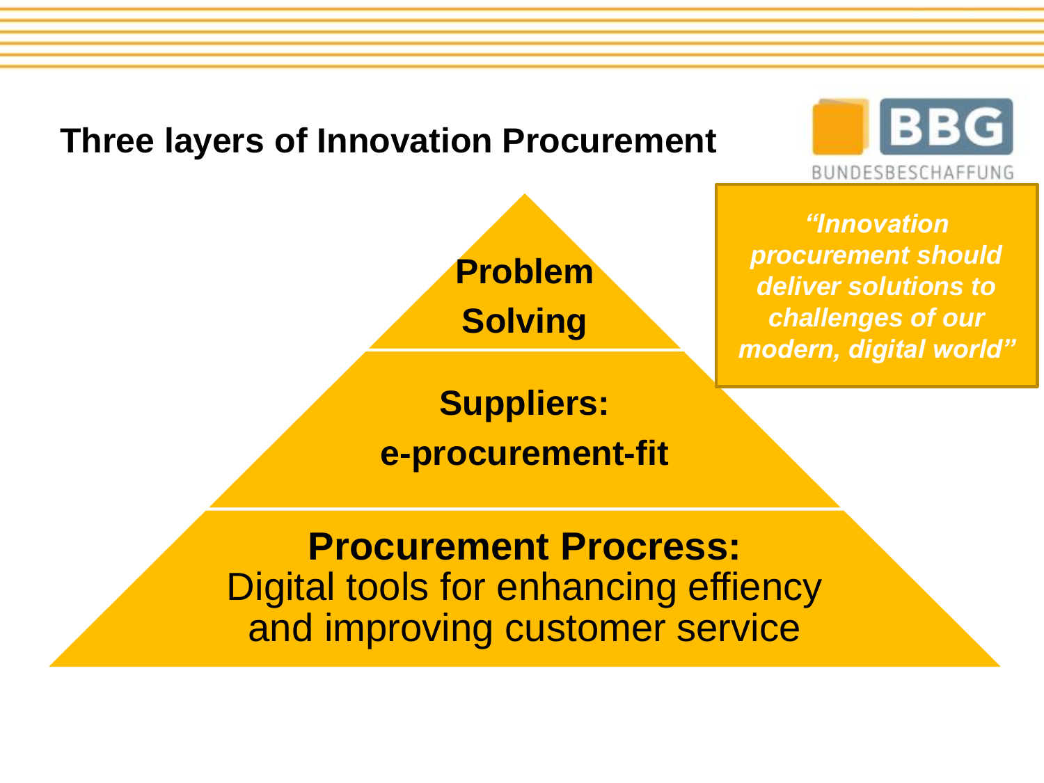# Three layers of Innovation Procurement

BBG BUNDESBESCHAFFUNG

***"Innovation procurement should deliver solutions to challenges of our modern, digital world"***

**Problem Solving**

**Suppliers:**
**e-procurement-fit**

**Procurement Procress:**
Digital tools for enhancing effiency and improving customer service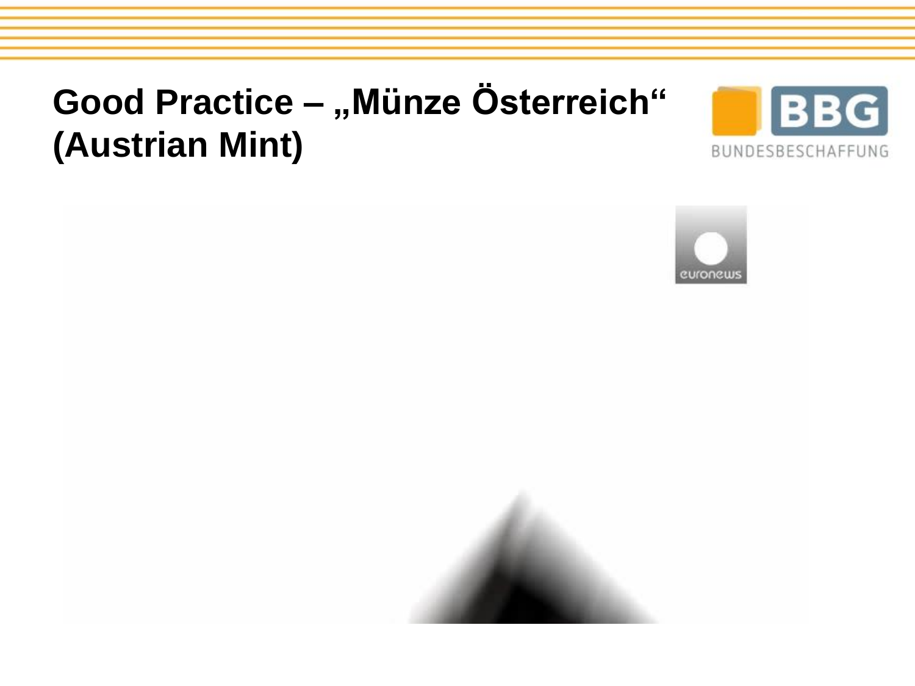# Good Practice – „Münze Österreich" (Austrian Mint)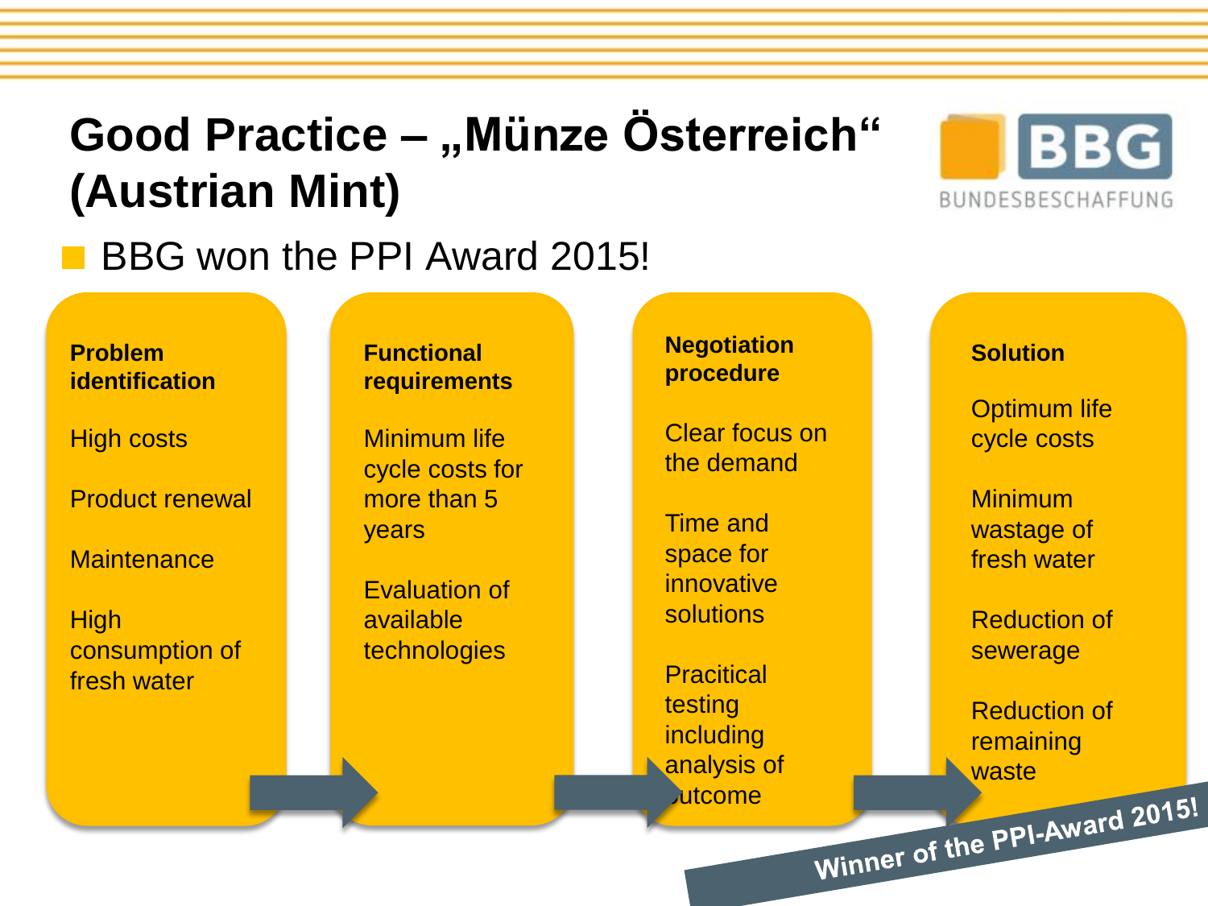# Good Practice – „Münze Österreich" (Austrian Mint)

BUNDESBESCHAFFUNG

- BBG won the PPI Award 2015!

**Problem identification**

High costs

Product renewal

Maintenance

High consumption of fresh water

**Functional requirements**

Minimum life cycle costs for more than 5 years

Evaluation of available technologies

**Negotiation procedure**

Clear focus on the demand

Time and space for innovative solutions

Pracitical testing including analysis of outcome

**Solution**

Optimum life cycle costs

Minimum wastage of fresh water

Reduction of sewerage

Reduction of remaining waste

Winner of the PPI-Award 2015!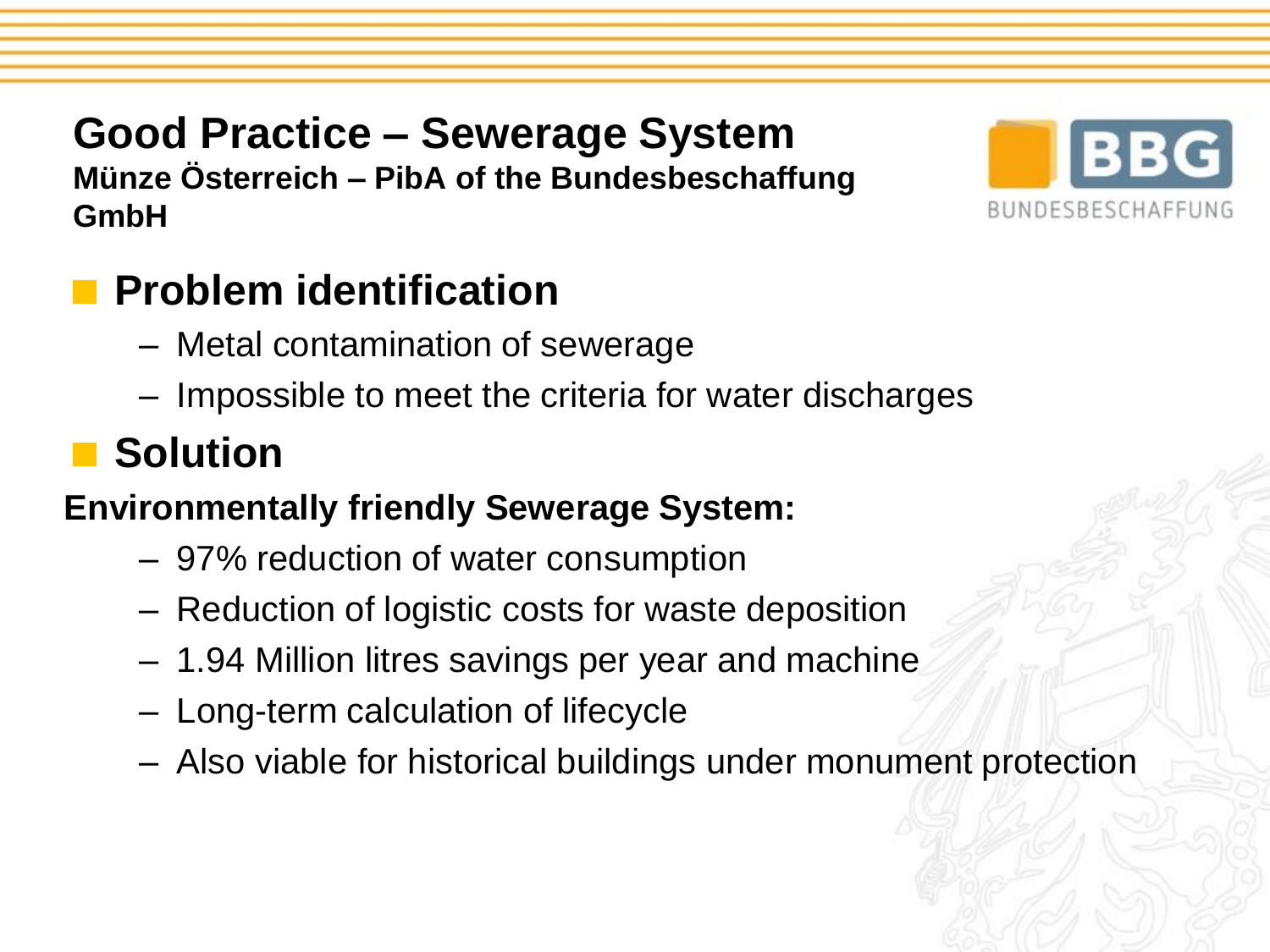# Good Practice – Sewerage System

**Münze Österreich – PibA of the Bundesbeschaffung GmbH**

## Problem identification

- Metal contamination of sewerage
- Impossible to meet the criteria for water discharges

## Solution

**Environmentally friendly Sewerage System:**

- 97% reduction of water consumption
- Reduction of logistic costs for waste deposition
- 1.94 Million litres savings per year and machine
- Long-term calculation of lifecycle
- Also viable for historical buildings under monument protection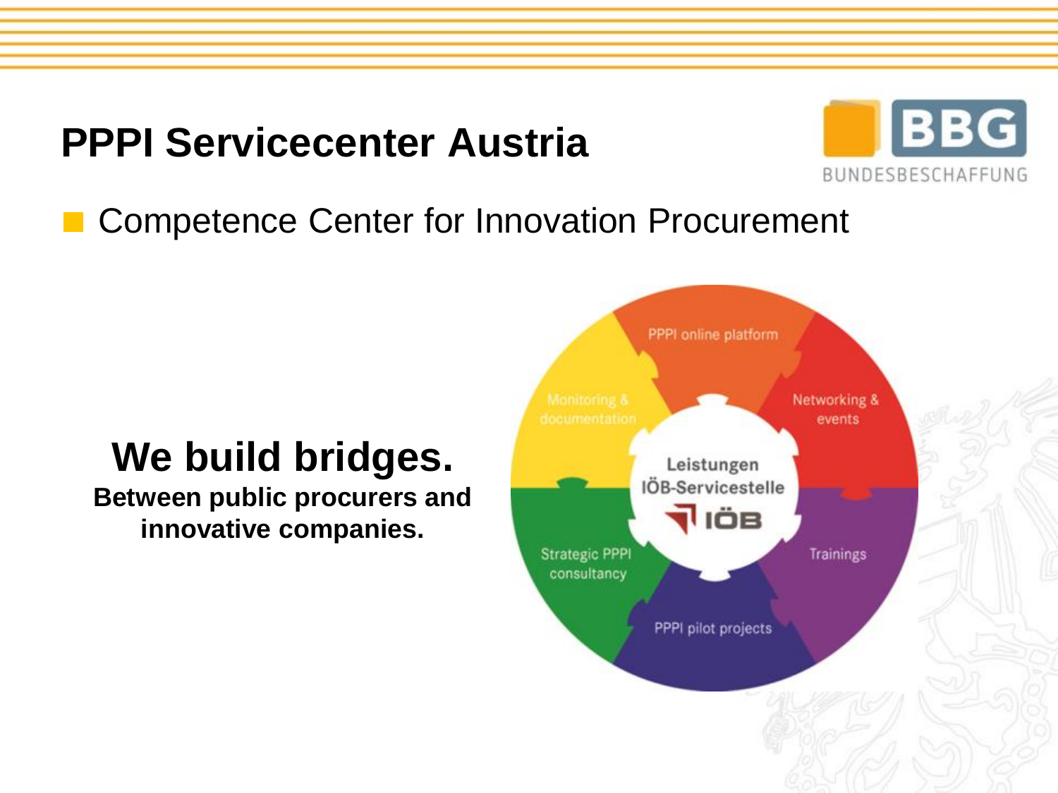# PPPI Servicecenter Austria

BBG
BUNDESBESCHAFFUNG

- Competence Center for Innovation Procurement

**We build bridges.**
**Between public procurers and innovative companies.**

PPPI online platform

Networking & events

Trainings

PPPI pilot projects

Strategic PPPI consultancy

Monitoring & documentation

Leistungen IÖB-Servicestelle

IÖB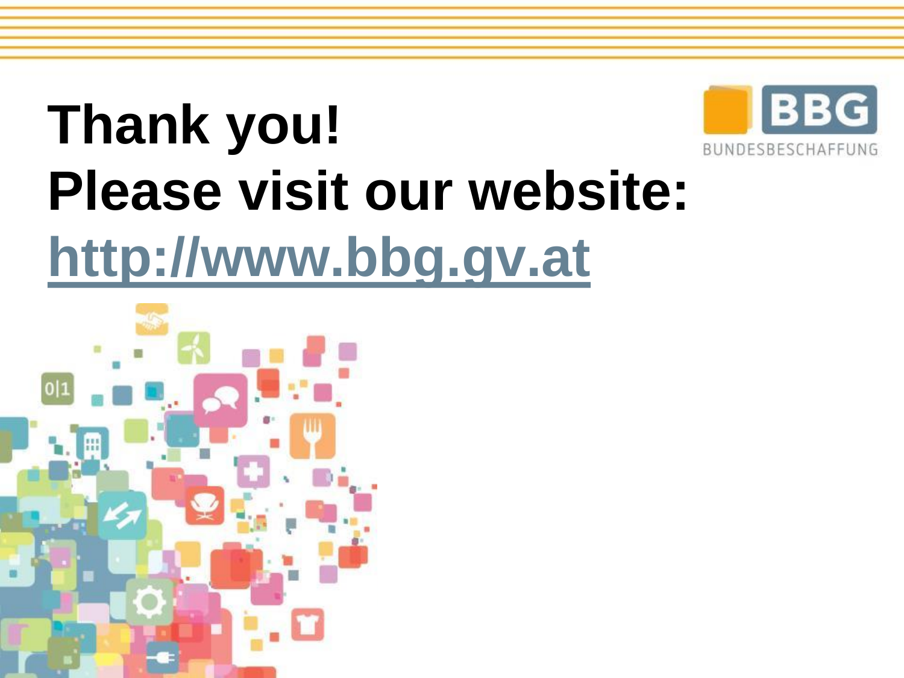# Thank you!

# Please visit our website:

# http://www.bbg.gv.at

BBG
BUNDESBESCHAFFUNG